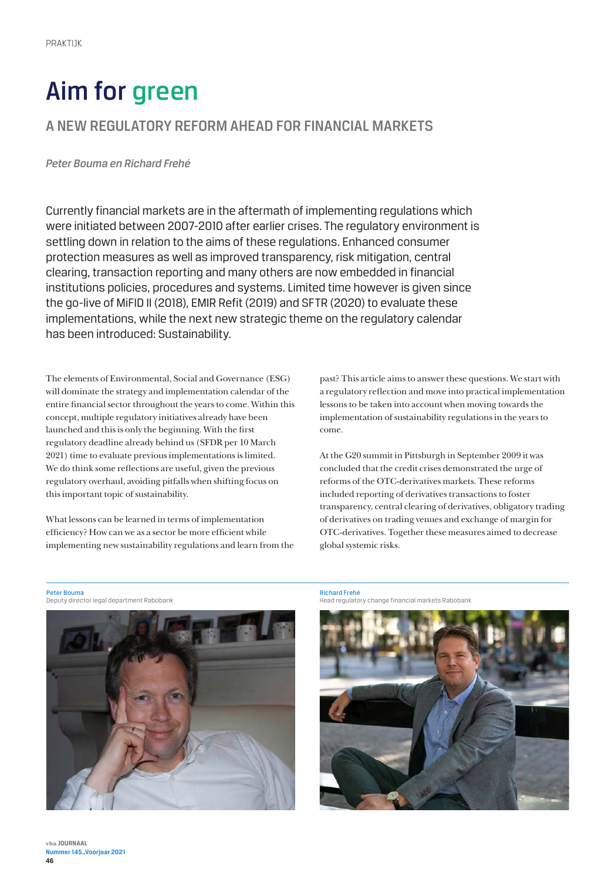PRAKTIJK

# Aim for green

## A NEW REGULATORY REFORM AHEAD FOR FINANCIAL MARKETS

*Peter Bouma en Richard Frehé*

Currently financial markets are in the aftermath of implementing regulations which were initiated between 2007-2010 after earlier crises. The regulatory environment is settling down in relation to the aims of these regulations. Enhanced consumer protection measures as well as improved transparency, risk mitigation, central clearing, transaction reporting and many others are now embedded in financial institutions policies, procedures and systems. Limited time however is given since the go-live of MiFID II (2018), EMIR Refit (2019) and SFTR (2020) to evaluate these implementations, while the next new strategic theme on the regulatory calendar has been introduced: Sustainability.

The elements of Environmental, Social and Governance (ESG) will dominate the strategy and implementation calendar of the entire financial sector throughout the years to come. Within this concept, multiple regulatory initiatives already have been launched and this is only the beginning. With the first regulatory deadline already behind us (SFDR per 10 March 2021) time to evaluate previous implementations is limited. We do think some reflections are useful, given the previous regulatory overhaul, avoiding pitfalls when shifting focus on this important topic of sustainability.

What lessons can be learned in terms of implementation efficiency? How can we as a sector be more efficient while implementing new sustainability regulations and learn from the past? This article aims to answer these questions. We start with a regulatory reflection and move into practical implementation lessons to be taken into account when moving towards the implementation of sustainability regulations in the years to come.

At the G20 summit in Pittsburgh in September 2009 it was concluded that the credit crises demonstrated the urge of reforms of the OTC-derivatives markets. These reforms included reporting of derivatives transactions to foster transparency, central clearing of derivatives, obligatory trading of derivatives on trading venues and exchange of margin for OTC-derivatives. Together these measures aimed to decrease global systemic risks.

**Peter Bouma**
Deputy director legal department Rabobank

**Richard Frehé**
Head regulatory change financial markets Rabobank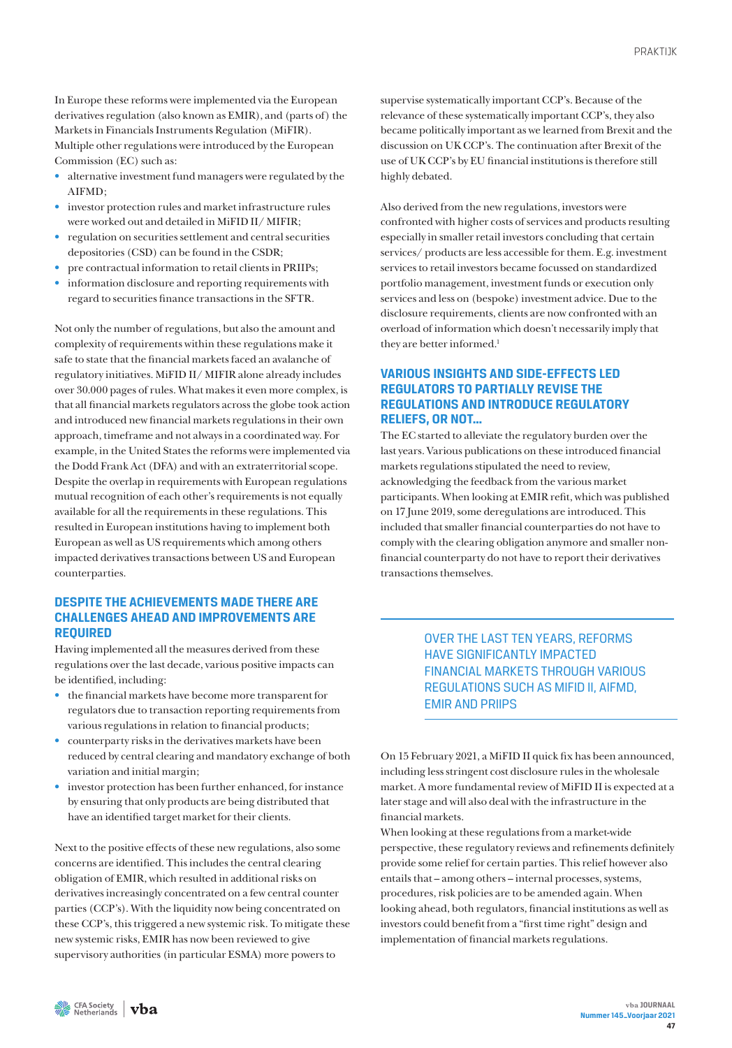In Europe these reforms were implemented via the European derivatives regulation (also known as EMIR), and (parts of) the Markets in Financials Instruments Regulation (MiFIR). Multiple other regulations were introduced by the European Commission (EC) such as:

- alternative investment fund managers were regulated by the AIFMD;
- investor protection rules and market infrastructure rules were worked out and detailed in MiFID II/ MIFIR;
- regulation on securities settlement and central securities depositories (CSD) can be found in the CSDR;
- pre contractual information to retail clients in PRIIPs;
- information disclosure and reporting requirements with regard to securities finance transactions in the SFTR.

Not only the number of regulations, but also the amount and complexity of requirements within these regulations make it safe to state that the financial markets faced an avalanche of regulatory initiatives. MiFID II/ MIFIR alone already includes over 30.000 pages of rules. What makes it even more complex, is that all financial markets regulators across the globe took action and introduced new financial markets regulations in their own approach, timeframe and not always in a coordinated way. For example, in the United States the reforms were implemented via the Dodd Frank Act (DFA) and with an extraterritorial scope. Despite the overlap in requirements with European regulations mutual recognition of each other's requirements is not equally available for all the requirements in these regulations. This resulted in European institutions having to implement both European as well as US requirements which among others impacted derivatives transactions between US and European counterparties.

## DESPITE THE ACHIEVEMENTS MADE THERE ARE CHALLENGES AHEAD AND IMPROVEMENTS ARE REQUIRED

Having implemented all the measures derived from these regulations over the last decade, various positive impacts can be identified, including:

- the financial markets have become more transparent for regulators due to transaction reporting requirements from various regulations in relation to financial products;
- counterparty risks in the derivatives markets have been reduced by central clearing and mandatory exchange of both variation and initial margin;
- investor protection has been further enhanced, for instance by ensuring that only products are being distributed that have an identified target market for their clients.

Next to the positive effects of these new regulations, also some concerns are identified. This includes the central clearing obligation of EMIR, which resulted in additional risks on derivatives increasingly concentrated on a few central counter parties (CCP's). With the liquidity now being concentrated on these CCP's, this triggered a new systemic risk. To mitigate these new systemic risks, EMIR has now been reviewed to give supervisory authorities (in particular ESMA) more powers to supervise systematically important CCP's. Because of the relevance of these systematically important CCP's, they also became politically important as we learned from Brexit and the discussion on UK CCP's. The continuation after Brexit of the use of UK CCP's by EU financial institutions is therefore still highly debated.

Also derived from the new regulations, investors were confronted with higher costs of services and products resulting especially in smaller retail investors concluding that certain services/ products are less accessible for them. E.g. investment services to retail investors became focussed on standardized portfolio management, investment funds or execution only services and less on (bespoke) investment advice. Due to the disclosure requirements, clients are now confronted with an overload of information which doesn't necessarily imply that they are better informed.[1]

## VARIOUS INSIGHTS AND SIDE-EFFECTS LED REGULATORS TO PARTIALLY REVISE THE REGULATIONS AND INTRODUCE REGULATORY RELIEFS, OR NOT…

The EC started to alleviate the regulatory burden over the last years. Various publications on these introduced financial markets regulations stipulated the need to review, acknowledging the feedback from the various market participants. When looking at EMIR refit, which was published on 17 June 2019, some deregulations are introduced. This included that smaller financial counterparties do not have to comply with the clearing obligation anymore and smaller non-financial counterparty do not have to report their derivatives transactions themselves.

> OVER THE LAST TEN YEARS, REFORMS HAVE SIGNIFICANTLY IMPACTED FINANCIAL MARKETS THROUGH VARIOUS REGULATIONS SUCH AS MIFID II, AIFMD, EMIR AND PRIIPS

On 15 February 2021, a MiFID II quick fix has been announced, including less stringent cost disclosure rules in the wholesale market. A more fundamental review of MiFID II is expected at a later stage and will also deal with the infrastructure in the financial markets.

When looking at these regulations from a market-wide perspective, these regulatory reviews and refinements definitely provide some relief for certain parties. This relief however also entails that – among others – internal processes, systems, procedures, risk policies are to be amended again. When looking ahead, both regulators, financial institutions as well as investors could benefit from a "first time right" design and implementation of financial markets regulations.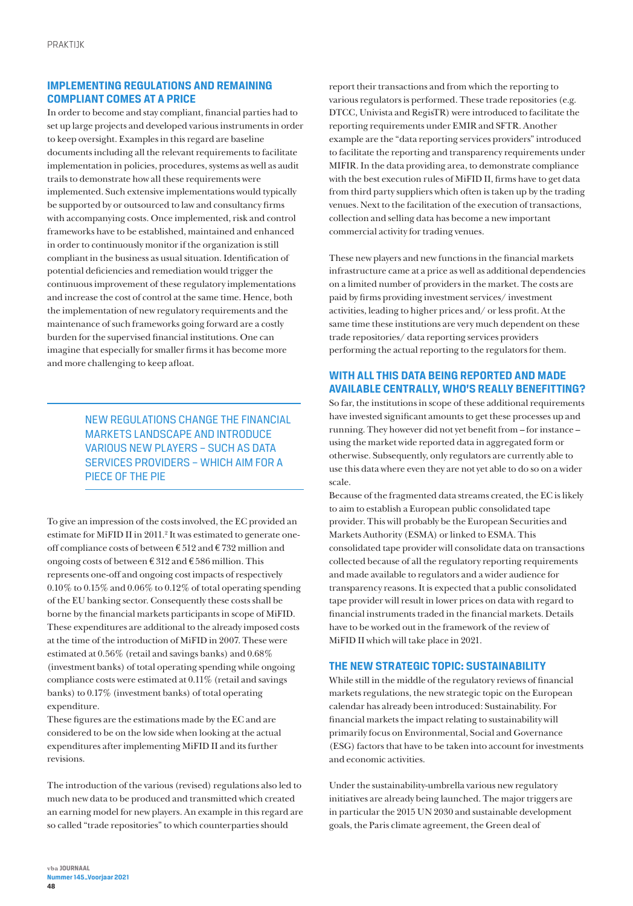## IMPLEMENTING REGULATIONS AND REMAINING COMPLIANT COMES AT A PRICE

In order to become and stay compliant, financial parties had to set up large projects and developed various instruments in order to keep oversight. Examples in this regard are baseline documents including all the relevant requirements to facilitate implementation in policies, procedures, systems as well as audit trails to demonstrate how all these requirements were implemented. Such extensive implementations would typically be supported by or outsourced to law and consultancy firms with accompanying costs. Once implemented, risk and control frameworks have to be established, maintained and enhanced in order to continuously monitor if the organization is still compliant in the business as usual situation. Identification of potential deficiencies and remediation would trigger the continuous improvement of these regulatory implementations and increase the cost of control at the same time. Hence, both the implementation of new regulatory requirements and the maintenance of such frameworks going forward are a costly burden for the supervised financial institutions. One can imagine that especially for smaller firms it has become more and more challenging to keep afloat.

> NEW REGULATIONS CHANGE THE FINANCIAL MARKETS LANDSCAPE AND INTRODUCE VARIOUS NEW PLAYERS – SUCH AS DATA SERVICES PROVIDERS – WHICH AIM FOR A PIECE OF THE PIE

To give an impression of the costs involved, the EC provided an estimate for MiFID II in 2011.[2] It was estimated to generate one-off compliance costs of between € 512 and € 732 million and ongoing costs of between € 312 and € 586 million. This represents one-off and ongoing cost impacts of respectively 0.10% to 0.15% and 0.06% to 0.12% of total operating spending of the EU banking sector. Consequently these costs shall be borne by the financial markets participants in scope of MiFID. These expenditures are additional to the already imposed costs at the time of the introduction of MiFID in 2007. These were estimated at 0.56% (retail and savings banks) and 0.68% (investment banks) of total operating spending while ongoing compliance costs were estimated at 0.11% (retail and savings banks) to 0.17% (investment banks) of total operating expenditure.

These figures are the estimations made by the EC and are considered to be on the low side when looking at the actual expenditures after implementing MiFID II and its further revisions.

The introduction of the various (revised) regulations also led to much new data to be produced and transmitted which created an earning model for new players. An example in this regard are so called "trade repositories" to which counterparties should report their transactions and from which the reporting to various regulators is performed. These trade repositories (e.g. DTCC, Univista and RegisTR) were introduced to facilitate the reporting requirements under EMIR and SFTR. Another example are the "data reporting services providers" introduced to facilitate the reporting and transparency requirements under MIFIR. In the data providing area, to demonstrate compliance with the best execution rules of MiFID II, firms have to get data from third party suppliers which often is taken up by the trading venues. Next to the facilitation of the execution of transactions, collection and selling data has become a new important commercial activity for trading venues.

These new players and new functions in the financial markets infrastructure came at a price as well as additional dependencies on a limited number of providers in the market. The costs are paid by firms providing investment services/ investment activities, leading to higher prices and/ or less profit. At the same time these institutions are very much dependent on these trade repositories/ data reporting services providers performing the actual reporting to the regulators for them.

## WITH ALL THIS DATA BEING REPORTED AND MADE AVAILABLE CENTRALLY, WHO'S REALLY BENEFITTING?

So far, the institutions in scope of these additional requirements have invested significant amounts to get these processes up and running. They however did not yet benefit from – for instance – using the market wide reported data in aggregated form or otherwise. Subsequently, only regulators are currently able to use this data where even they are not yet able to do so on a wider scale.

Because of the fragmented data streams created, the EC is likely to aim to establish a European public consolidated tape provider. This will probably be the European Securities and Markets Authority (ESMA) or linked to ESMA. This consolidated tape provider will consolidate data on transactions collected because of all the regulatory reporting requirements and made available to regulators and a wider audience for transparency reasons. It is expected that a public consolidated tape provider will result in lower prices on data with regard to financial instruments traded in the financial markets. Details have to be worked out in the framework of the review of MiFID II which will take place in 2021.

## THE NEW STRATEGIC TOPIC: SUSTAINABILITY

While still in the middle of the regulatory reviews of financial markets regulations, the new strategic topic on the European calendar has already been introduced: Sustainability. For financial markets the impact relating to sustainability will primarily focus on Environmental, Social and Governance (ESG) factors that have to be taken into account for investments and economic activities.

Under the sustainability-umbrella various new regulatory initiatives are already being launched. The major triggers are in particular the 2015 UN 2030 and sustainable development goals, the Paris climate agreement, the Green deal of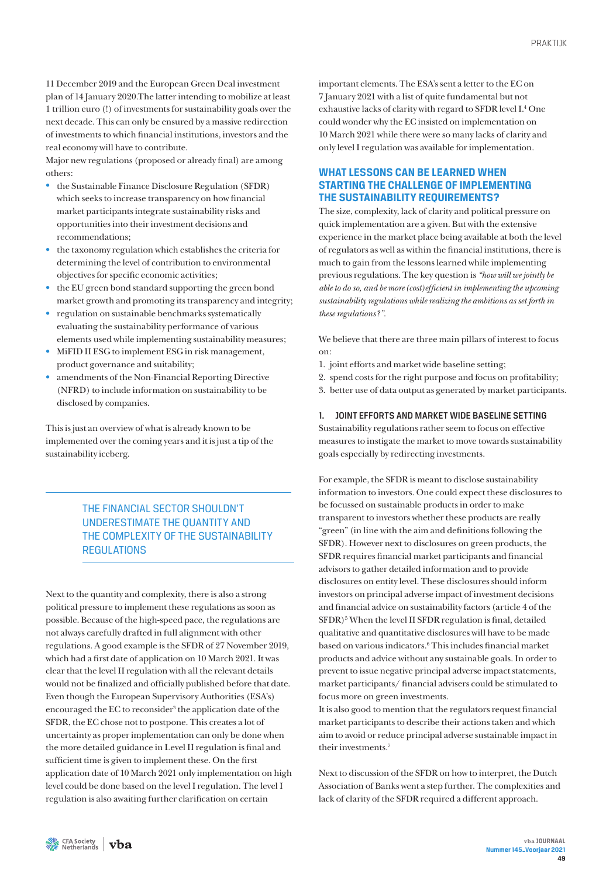11 December 2019 and the European Green Deal investment plan of 14 January 2020.The latter intending to mobilize at least 1 trillion euro (!) of investments for sustainability goals over the next decade. This can only be ensured by a massive redirection of investments to which financial institutions, investors and the real economy will have to contribute.
Major new regulations (proposed or already final) are among others:

- the Sustainable Finance Disclosure Regulation (SFDR) which seeks to increase transparency on how financial market participants integrate sustainability risks and opportunities into their investment decisions and recommendations;
- the taxonomy regulation which establishes the criteria for determining the level of contribution to environmental objectives for specific economic activities;
- the EU green bond standard supporting the green bond market growth and promoting its transparency and integrity;
- regulation on sustainable benchmarks systematically evaluating the sustainability performance of various elements used while implementing sustainability measures;
- MiFID II ESG to implement ESG in risk management, product governance and suitability;
- amendments of the Non-Financial Reporting Directive (NFRD) to include information on sustainability to be disclosed by companies.

This is just an overview of what is already known to be implemented over the coming years and it is just a tip of the sustainability iceberg.

> THE FINANCIAL SECTOR SHOULDN'T UNDERESTIMATE THE QUANTITY AND THE COMPLEXITY OF THE SUSTAINABILITY REGULATIONS

Next to the quantity and complexity, there is also a strong political pressure to implement these regulations as soon as possible. Because of the high-speed pace, the regulations are not always carefully drafted in full alignment with other regulations. A good example is the SFDR of 27 November 2019, which had a first date of application on 10 March 2021. It was clear that the level II regulation with all the relevant details would not be finalized and officially published before that date. Even though the European Supervisory Authorities (ESA's) encouraged the EC to reconsider[3] the application date of the SFDR, the EC chose not to postpone. This creates a lot of uncertainty as proper implementation can only be done when the more detailed guidance in Level II regulation is final and sufficient time is given to implement these. On the first application date of 10 March 2021 only implementation on high level could be done based on the level I regulation. The level I regulation is also awaiting further clarification on certain important elements. The ESA's sent a letter to the EC on 7 January 2021 with a list of quite fundamental but not exhaustive lacks of clarity with regard to SFDR level I.[4] One could wonder why the EC insisted on implementation on 10 March 2021 while there were so many lacks of clarity and only level I regulation was available for implementation.

## WHAT LESSONS CAN BE LEARNED WHEN STARTING THE CHALLENGE OF IMPLEMENTING THE SUSTAINABILITY REQUIREMENTS?

The size, complexity, lack of clarity and political pressure on quick implementation are a given. But with the extensive experience in the market place being available at both the level of regulators as well as within the financial institutions, there is much to gain from the lessons learned while implementing previous regulations. The key question is *"how will we jointly be able to do so, and be more (cost)efficient in implementing the upcoming sustainability regulations while realizing the ambitions as set forth in these regulations?"*.

We believe that there are three main pillars of interest to focus on:

1. joint efforts and market wide baseline setting;
2. spend costs for the right purpose and focus on profitability;
3. better use of data output as generated by market participants.

### 1. JOINT EFFORTS AND MARKET WIDE BASELINE SETTING

Sustainability regulations rather seem to focus on effective measures to instigate the market to move towards sustainability goals especially by redirecting investments.

For example, the SFDR is meant to disclose sustainability information to investors. One could expect these disclosures to be focussed on sustainable products in order to make transparent to investors whether these products are really "green" (in line with the aim and definitions following the SFDR). However next to disclosures on green products, the SFDR requires financial market participants and financial advisors to gather detailed information and to provide disclosures on entity level. These disclosures should inform investors on principal adverse impact of investment decisions and financial advice on sustainability factors (article 4 of the SFDR)[5] When the level II SFDR regulation is final, detailed qualitative and quantitative disclosures will have to be made based on various indicators.[6] This includes financial market products and advice without any sustainable goals. In order to prevent to issue negative principal adverse impact statements, market participants/ financial advisers could be stimulated to focus more on green investments.
It is also good to mention that the regulators request financial market participants to describe their actions taken and which aim to avoid or reduce principal adverse sustainable impact in their investments.[7]

Next to discussion of the SFDR on how to interpret, the Dutch Association of Banks went a step further. The complexities and lack of clarity of the SFDR required a different approach.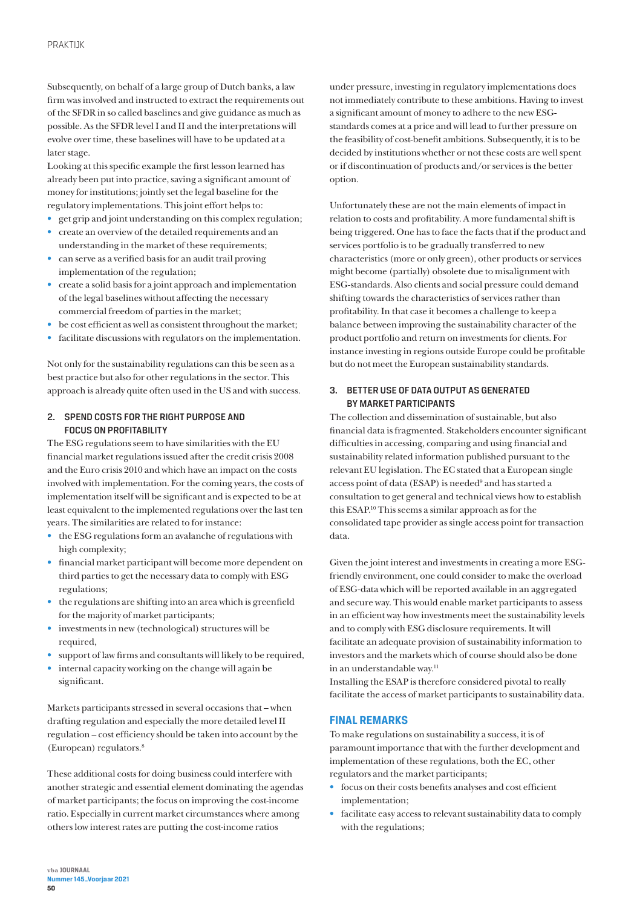Subsequently, on behalf of a large group of Dutch banks, a law firm was involved and instructed to extract the requirements out of the SFDR in so called baselines and give guidance as much as possible. As the SFDR level I and II and the interpretations will evolve over time, these baselines will have to be updated at a later stage.

Looking at this specific example the first lesson learned has already been put into practice, saving a significant amount of money for institutions; jointly set the legal baseline for the regulatory implementations. This joint effort helps to:

- get grip and joint understanding on this complex regulation;
- create an overview of the detailed requirements and an understanding in the market of these requirements;
- can serve as a verified basis for an audit trail proving implementation of the regulation;
- create a solid basis for a joint approach and implementation of the legal baselines without affecting the necessary commercial freedom of parties in the market;
- be cost efficient as well as consistent throughout the market;
- facilitate discussions with regulators on the implementation.

Not only for the sustainability regulations can this be seen as a best practice but also for other regulations in the sector. This approach is already quite often used in the US and with success.

### 2. SPEND COSTS FOR THE RIGHT PURPOSE AND FOCUS ON PROFITABILITY

The ESG regulations seem to have similarities with the EU financial market regulations issued after the credit crisis 2008 and the Euro crisis 2010 and which have an impact on the costs involved with implementation. For the coming years, the costs of implementation itself will be significant and is expected to be at least equivalent to the implemented regulations over the last ten years. The similarities are related to for instance:

- the ESG regulations form an avalanche of regulations with high complexity;
- financial market participant will become more dependent on third parties to get the necessary data to comply with ESG regulations;
- the regulations are shifting into an area which is greenfield for the majority of market participants;
- investments in new (technological) structures will be required,
- support of law firms and consultants will likely to be required,
- internal capacity working on the change will again be significant.

Markets participants stressed in several occasions that – when drafting regulation and especially the more detailed level II regulation – cost efficiency should be taken into account by the (European) regulators.[8]

These additional costs for doing business could interfere with another strategic and essential element dominating the agendas of market participants; the focus on improving the cost-income ratio. Especially in current market circumstances where among others low interest rates are putting the cost-income ratios under pressure, investing in regulatory implementations does not immediately contribute to these ambitions. Having to invest a significant amount of money to adhere to the new ESG-standards comes at a price and will lead to further pressure on the feasibility of cost-benefit ambitions. Subsequently, it is to be decided by institutions whether or not these costs are well spent or if discontinuation of products and/or services is the better option.

Unfortunately these are not the main elements of impact in relation to costs and profitability. A more fundamental shift is being triggered. One has to face the facts that if the product and services portfolio is to be gradually transferred to new characteristics (more or only green), other products or services might become (partially) obsolete due to misalignment with ESG-standards. Also clients and social pressure could demand shifting towards the characteristics of services rather than profitability. In that case it becomes a challenge to keep a balance between improving the sustainability character of the product portfolio and return on investments for clients. For instance investing in regions outside Europe could be profitable but do not meet the European sustainability standards.

### 3. BETTER USE OF DATA OUTPUT AS GENERATED BY MARKET PARTICIPANTS

The collection and dissemination of sustainable, but also financial data is fragmented. Stakeholders encounter significant difficulties in accessing, comparing and using financial and sustainability related information published pursuant to the relevant EU legislation. The EC stated that a European single access point of data (ESAP) is needed[9] and has started a consultation to get general and technical views how to establish this ESAP.[10] This seems a similar approach as for the consolidated tape provider as single access point for transaction data.

Given the joint interest and investments in creating a more ESG-friendly environment, one could consider to make the overload of ESG-data which will be reported available in an aggregated and secure way. This would enable market participants to assess in an efficient way how investments meet the sustainability levels and to comply with ESG disclosure requirements. It will facilitate an adequate provision of sustainability information to investors and the markets which of course should also be done in an understandable way.[11]

Installing the ESAP is therefore considered pivotal to really facilitate the access of market participants to sustainability data.

## FINAL REMARKS

To make regulations on sustainability a success, it is of paramount importance that with the further development and implementation of these regulations, both the EC, other regulators and the market participants;

- focus on their costs benefits analyses and cost efficient implementation;
- facilitate easy access to relevant sustainability data to comply with the regulations;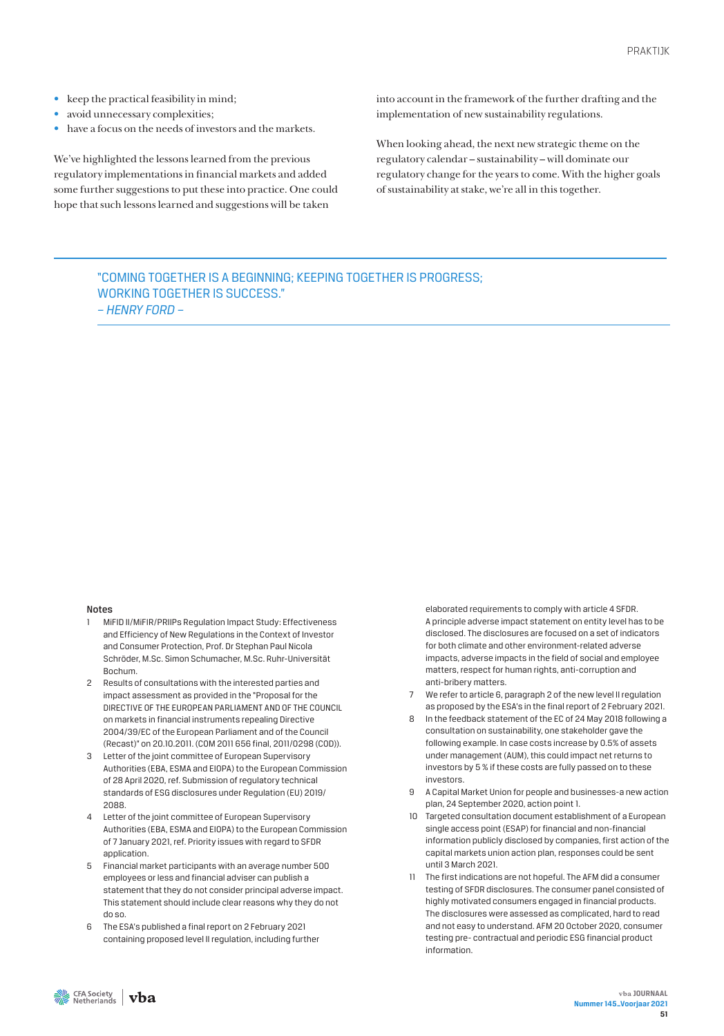- keep the practical feasibility in mind;
- avoid unnecessary complexities;
- have a focus on the needs of investors and the markets.

We've highlighted the lessons learned from the previous regulatory implementations in financial markets and added some further suggestions to put these into practice. One could hope that such lessons learned and suggestions will be taken into account in the framework of the further drafting and the implementation of new sustainability regulations.

When looking ahead, the next new strategic theme on the regulatory calendar – sustainability – will dominate our regulatory change for the years to come. With the higher goals of sustainability at stake, we're all in this together.

"COMING TOGETHER IS A BEGINNING; KEEPING TOGETHER IS PROGRESS; WORKING TOGETHER IS SUCCESS."
*– HENRY FORD –*

**Notes**

1. MiFID II/MiFIR/PRIIPs Regulation Impact Study: Effectiveness and Efficiency of New Regulations in the Context of Investor and Consumer Protection, Prof. Dr Stephan Paul Nicola Schröder, M.Sc. Simon Schumacher, M.Sc. Ruhr-Universität Bochum.
2. Results of consultations with the interested parties and impact assessment as provided in the "Proposal for the DIRECTIVE OF THE EUROPEAN PARLIAMENT AND OF THE COUNCIL on markets in financial instruments repealing Directive 2004/39/EC of the European Parliament and of the Council (Recast)" on 20.10.2011. (COM 2011 656 final, 2011/0298 (COD)).
3. Letter of the joint committee of European Supervisory Authorities (EBA, ESMA and EIOPA) to the European Commission of 28 April 2020, ref. Submission of regulatory technical standards of ESG disclosures under Regulation (EU) 2019/2088.
4. Letter of the joint committee of European Supervisory Authorities (EBA, ESMA and EIOPA) to the European Commission of 7 January 2021, ref. Priority issues with regard to SFDR application.
5. Financial market participants with an average number 500 employees or less and financial adviser can publish a statement that they do not consider principal adverse impact. This statement should include clear reasons why they do not do so.
6. The ESA's published a final report on 2 February 2021 containing proposed level II regulation, including further elaborated requirements to comply with article 4 SFDR. A principle adverse impact statement on entity level has to be disclosed. The disclosures are focused on a set of indicators for both climate and other environment-related adverse impacts, adverse impacts in the field of social and employee matters, respect for human rights, anti-corruption and anti-bribery matters.
7. We refer to article 6, paragraph 2 of the new level II regulation as proposed by the ESA's in the final report of 2 February 2021.
8. In the feedback statement of the EC of 24 May 2018 following a consultation on sustainability, one stakeholder gave the following example. In case costs increase by 0.5% of assets under management (AUM), this could impact net returns to investors by 5 % if these costs are fully passed on to these investors.
9. A Capital Market Union for people and businesses-a new action plan, 24 September 2020, action point 1.
10. Targeted consultation document establishment of a European single access point (ESAP) for financial and non-financial information publicly disclosed by companies, first action of the capital markets union action plan, responses could be sent until 3 March 2021.
11. The first indications are not hopeful. The AFM did a consumer testing of SFDR disclosures. The consumer panel consisted of highly motivated consumers engaged in financial products. The disclosures were assessed as complicated, hard to read and not easy to understand. AFM 20 October 2020, consumer testing pre- contractual and periodic ESG financial product information.